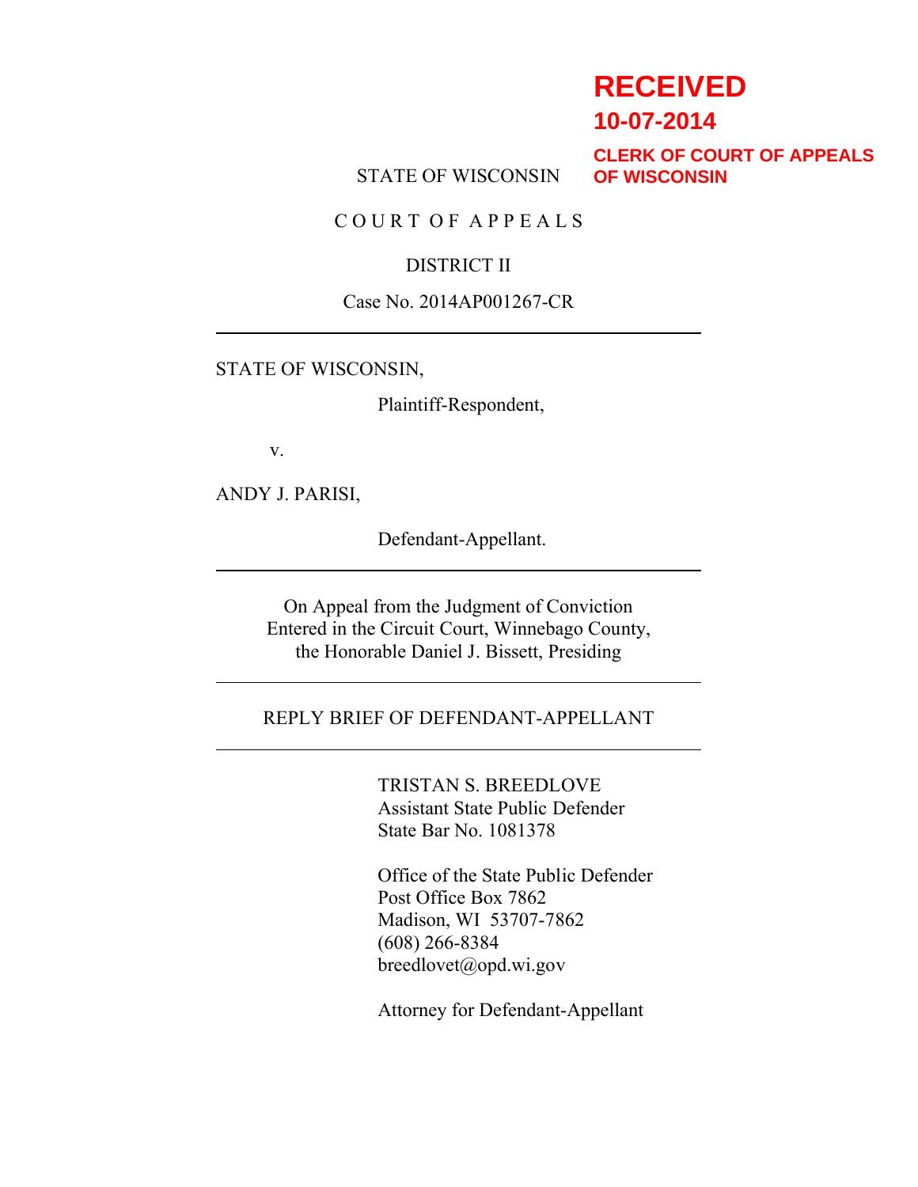**RECEIVED**
**10-07-2014**
**CLERK OF COURT OF APPEALS OF WISCONSIN**

STATE OF WISCONSIN

C O U R T O F A P P E A L S

DISTRICT II

Case No. 2014AP001267-CR

---

STATE OF WISCONSIN,

Plaintiff-Respondent,

v.

ANDY J. PARISI,

Defendant-Appellant.

---

On Appeal from the Judgment of Conviction Entered in the Circuit Court, Winnebago County, the Honorable Daniel J. Bissett, Presiding

---

REPLY BRIEF OF DEFENDANT-APPELLANT

---

TRISTAN S. BREEDLOVE
Assistant State Public Defender
State Bar No. 1081378

Office of the State Public Defender
Post Office Box 7862
Madison, WI 53707-7862
(608) 266-8384
breedlovet@opd.wi.gov

Attorney for Defendant-Appellant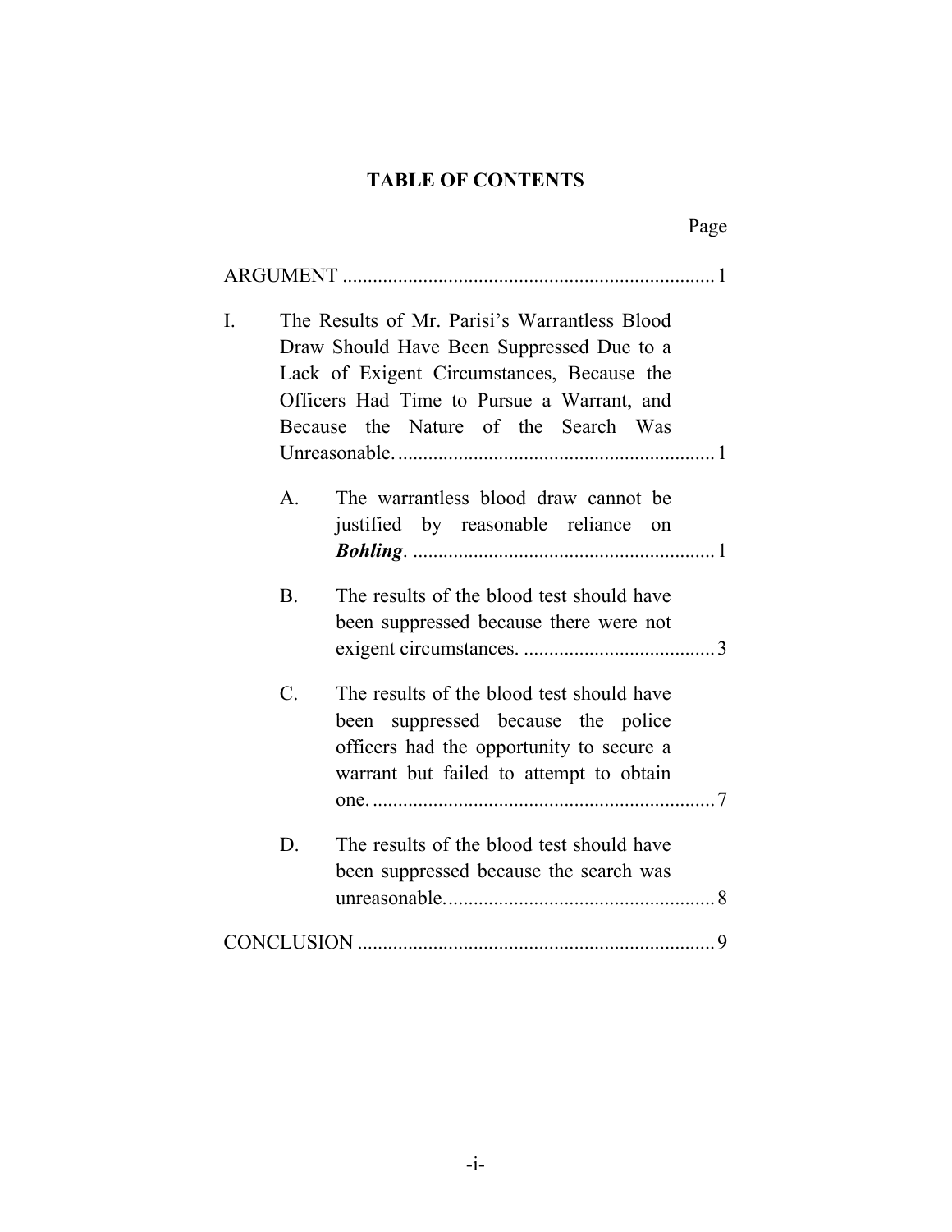**TABLE OF CONTENTS**

Page

ARGUMENT .......................................................................... 1

I. The Results of Mr. Parisi's Warrantless Blood Draw Should Have Been Suppressed Due to a Lack of Exigent Circumstances, Because the Officers Had Time to Pursue a Warrant, and Because the Nature of the Search Was Unreasonable. ............................................................... 1

   A. The warrantless blood draw cannot be justified by reasonable reliance on ***Bohling***. ............................................................ 1

   B. The results of the blood test should have been suppressed because there were not exigent circumstances. ...................................... 3

   C. The results of the blood test should have been suppressed because the police officers had the opportunity to secure a warrant but failed to attempt to obtain one. .................................................................... 7

   D. The results of the blood test should have been suppressed because the search was unreasonable. ..................................................... 8

CONCLUSION ....................................................................... 9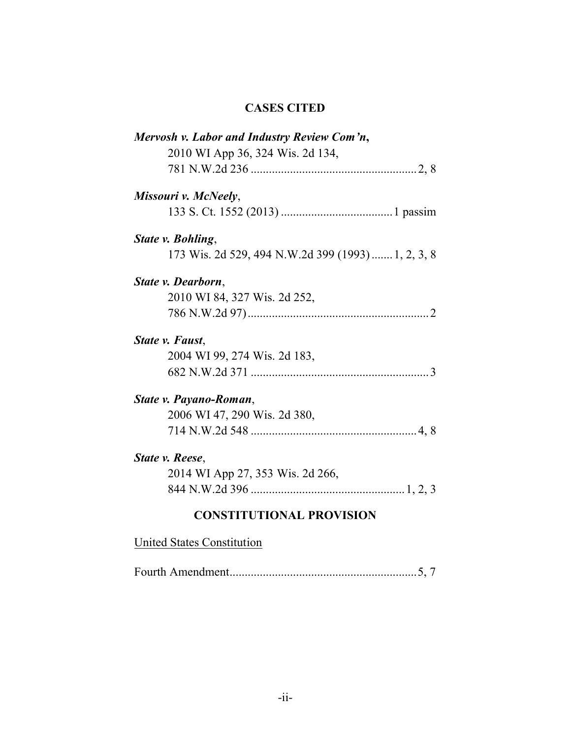## CASES CITED

***Mervosh v. Labor and Industry Review Com'n***,
2010 WI App 36, 324 Wis. 2d 134,
781 N.W.2d 236 ....................................................... 2, 8

***Missouri v. McNeely***,
133 S. Ct. 1552 (2013) ..................................... 1 passim

***State v. Bohling***,
173 Wis. 2d 529, 494 N.W.2d 399 (1993) ....... 1, 2, 3, 8

***State v. Dearborn***,
2010 WI 84, 327 Wis. 2d 252,
786 N.W.2d 97) ............................................................ 2

***State v. Faust***,
2004 WI 99, 274 Wis. 2d 183,
682 N.W.2d 371 ........................................................... 3

***State v. Payano-Roman***,
2006 WI 47, 290 Wis. 2d 380,
714 N.W.2d 548 ....................................................... 4, 8

***State v. Reese***,
2014 WI App 27, 353 Wis. 2d 266,
844 N.W.2d 396 ................................................... 1, 2, 3

## CONSTITUTIONAL PROVISION

United States Constitution

Fourth Amendment............................................................. 5, 7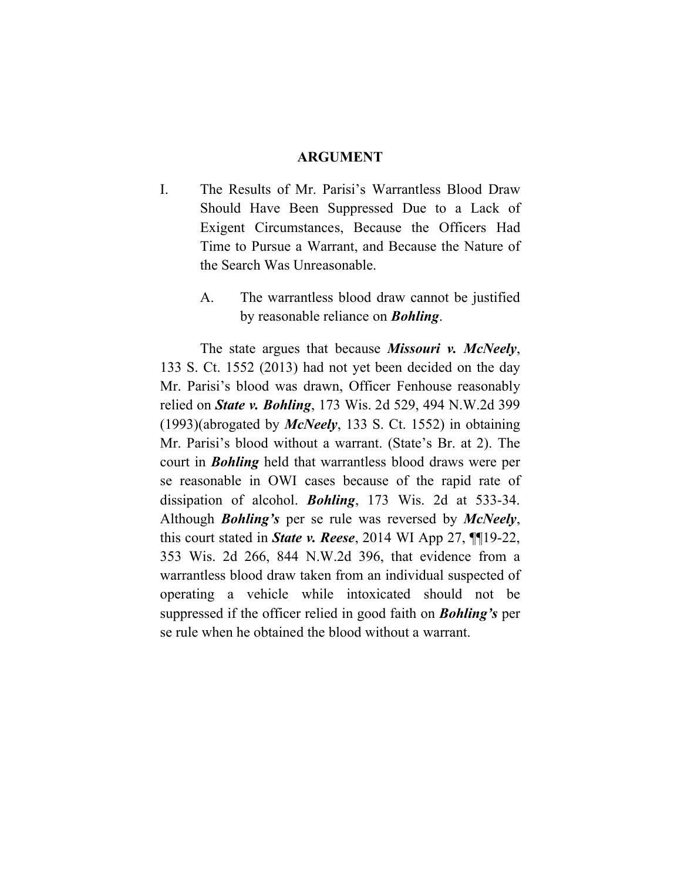## ARGUMENT

I. The Results of Mr. Parisi's Warrantless Blood Draw Should Have Been Suppressed Due to a Lack of Exigent Circumstances, Because the Officers Had Time to Pursue a Warrant, and Because the Nature of the Search Was Unreasonable.

A. The warrantless blood draw cannot be justified by reasonable reliance on ***Bohling***.

The state argues that because ***Missouri v. McNeely***, 133 S. Ct. 1552 (2013) had not yet been decided on the day Mr. Parisi's blood was drawn, Officer Fenhouse reasonably relied on ***State v. Bohling***, 173 Wis. 2d 529, 494 N.W.2d 399 (1993)(abrogated by ***McNeely***, 133 S. Ct. 1552) in obtaining Mr. Parisi's blood without a warrant. (State's Br. at 2). The court in ***Bohling*** held that warrantless blood draws were per se reasonable in OWI cases because of the rapid rate of dissipation of alcohol. ***Bohling***, 173 Wis. 2d at 533-34. Although ***Bohling's*** per se rule was reversed by ***McNeely***, this court stated in ***State v. Reese***, 2014 WI App 27, ¶¶19-22, 353 Wis. 2d 266, 844 N.W.2d 396, that evidence from a warrantless blood draw taken from an individual suspected of operating a vehicle while intoxicated should not be suppressed if the officer relied in good faith on ***Bohling's*** per se rule when he obtained the blood without a warrant.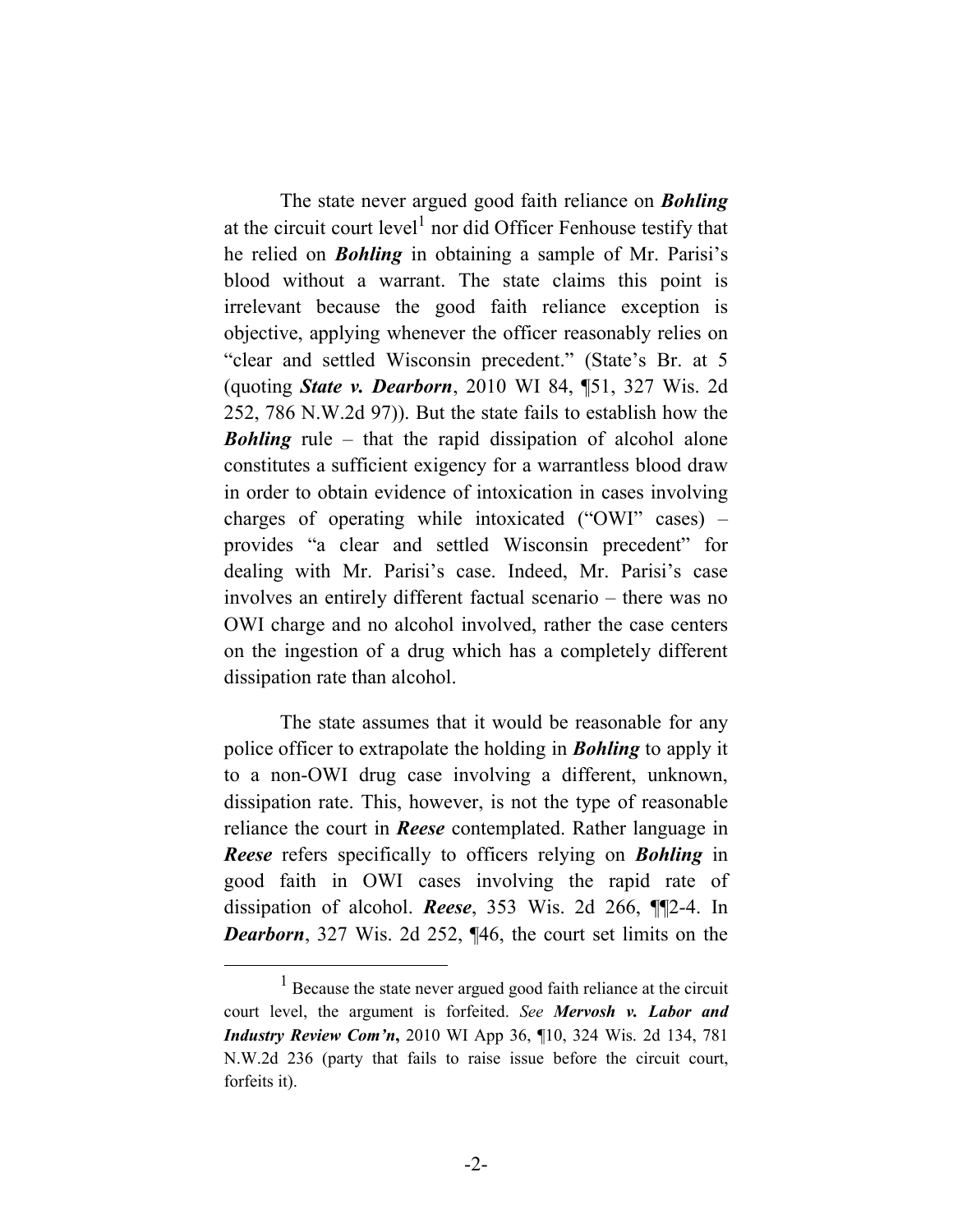The state never argued good faith reliance on ***Bohling*** at the circuit court level[1] nor did Officer Fenhouse testify that he relied on ***Bohling*** in obtaining a sample of Mr. Parisi's blood without a warrant. The state claims this point is irrelevant because the good faith reliance exception is objective, applying whenever the officer reasonably relies on "clear and settled Wisconsin precedent." (State's Br. at 5 (quoting ***State v. Dearborn***, 2010 WI 84, ¶51, 327 Wis. 2d 252, 786 N.W.2d 97)). But the state fails to establish how the ***Bohling*** rule – that the rapid dissipation of alcohol alone constitutes a sufficient exigency for a warrantless blood draw in order to obtain evidence of intoxication in cases involving charges of operating while intoxicated ("OWI" cases) – provides "a clear and settled Wisconsin precedent" for dealing with Mr. Parisi's case. Indeed, Mr. Parisi's case involves an entirely different factual scenario – there was no OWI charge and no alcohol involved, rather the case centers on the ingestion of a drug which has a completely different dissipation rate than alcohol.

The state assumes that it would be reasonable for any police officer to extrapolate the holding in ***Bohling*** to apply it to a non-OWI drug case involving a different, unknown, dissipation rate. This, however, is not the type of reasonable reliance the court in ***Reese*** contemplated. Rather language in ***Reese*** refers specifically to officers relying on ***Bohling*** in good faith in OWI cases involving the rapid rate of dissipation of alcohol. ***Reese***, 353 Wis. 2d 266, ¶¶2-4. In ***Dearborn***, 327 Wis. 2d 252, ¶46, the court set limits on the

---

[1] Because the state never argued good faith reliance at the circuit court level, the argument is forfeited. *See* ***Mervosh v. Labor and Industry Review Com'n***, 2010 WI App 36, ¶10, 324 Wis. 2d 134, 781 N.W.2d 236 (party that fails to raise issue before the circuit court, forfeits it).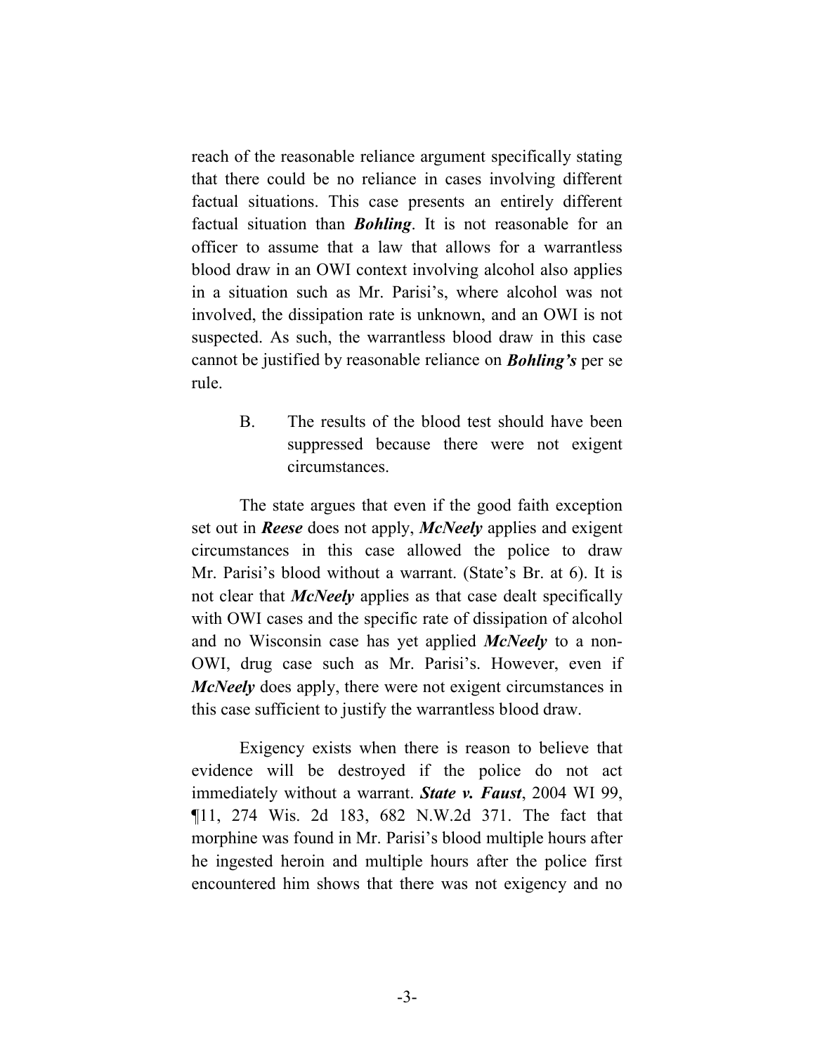reach of the reasonable reliance argument specifically stating that there could be no reliance in cases involving different factual situations. This case presents an entirely different factual situation than ***Bohling***. It is not reasonable for an officer to assume that a law that allows for a warrantless blood draw in an OWI context involving alcohol also applies in a situation such as Mr. Parisi's, where alcohol was not involved, the dissipation rate is unknown, and an OWI is not suspected. As such, the warrantless blood draw in this case cannot be justified by reasonable reliance on ***Bohling's*** per se rule.

B. The results of the blood test should have been suppressed because there were not exigent circumstances.

The state argues that even if the good faith exception set out in ***Reese*** does not apply, ***McNeely*** applies and exigent circumstances in this case allowed the police to draw Mr. Parisi's blood without a warrant. (State's Br. at 6). It is not clear that ***McNeely*** applies as that case dealt specifically with OWI cases and the specific rate of dissipation of alcohol and no Wisconsin case has yet applied ***McNeely*** to a non-OWI, drug case such as Mr. Parisi's. However, even if ***McNeely*** does apply, there were not exigent circumstances in this case sufficient to justify the warrantless blood draw.

Exigency exists when there is reason to believe that evidence will be destroyed if the police do not act immediately without a warrant. ***State v. Faust***, 2004 WI 99, ¶11, 274 Wis. 2d 183, 682 N.W.2d 371. The fact that morphine was found in Mr. Parisi's blood multiple hours after he ingested heroin and multiple hours after the police first encountered him shows that there was not exigency and no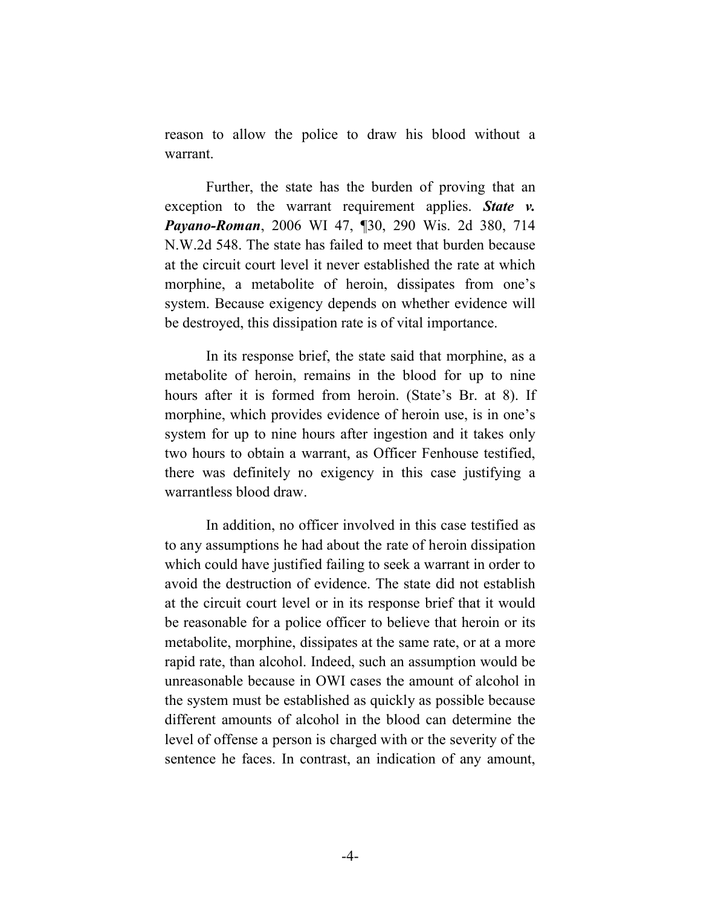reason to allow the police to draw his blood without a warrant.

Further, the state has the burden of proving that an exception to the warrant requirement applies. ***State v. Payano-Roman***, 2006 WI 47, ¶30, 290 Wis. 2d 380, 714 N.W.2d 548. The state has failed to meet that burden because at the circuit court level it never established the rate at which morphine, a metabolite of heroin, dissipates from one's system. Because exigency depends on whether evidence will be destroyed, this dissipation rate is of vital importance.

In its response brief, the state said that morphine, as a metabolite of heroin, remains in the blood for up to nine hours after it is formed from heroin. (State's Br. at 8). If morphine, which provides evidence of heroin use, is in one's system for up to nine hours after ingestion and it takes only two hours to obtain a warrant, as Officer Fenhouse testified, there was definitely no exigency in this case justifying a warrantless blood draw.

In addition, no officer involved in this case testified as to any assumptions he had about the rate of heroin dissipation which could have justified failing to seek a warrant in order to avoid the destruction of evidence. The state did not establish at the circuit court level or in its response brief that it would be reasonable for a police officer to believe that heroin or its metabolite, morphine, dissipates at the same rate, or at a more rapid rate, than alcohol. Indeed, such an assumption would be unreasonable because in OWI cases the amount of alcohol in the system must be established as quickly as possible because different amounts of alcohol in the blood can determine the level of offense a person is charged with or the severity of the sentence he faces. In contrast, an indication of any amount,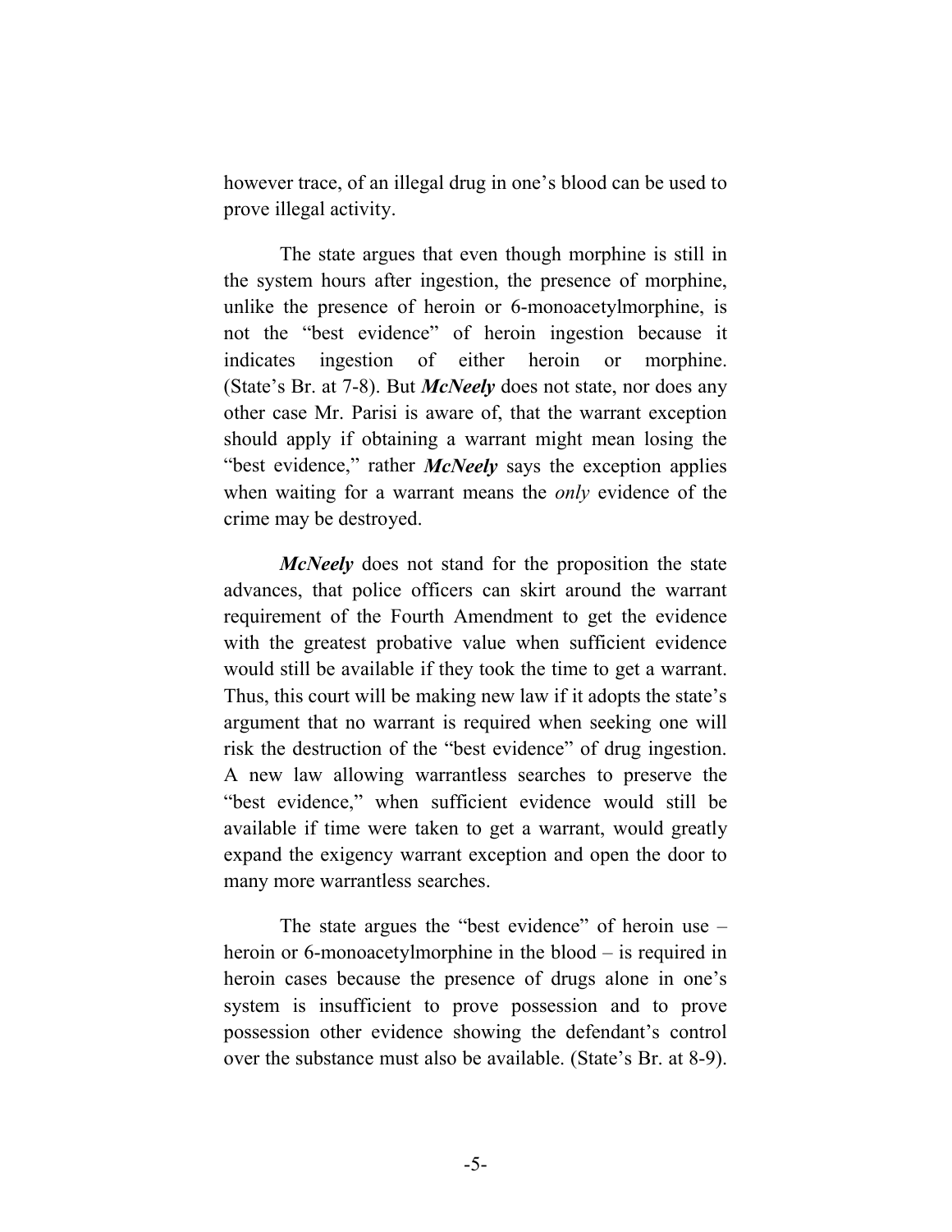however trace, of an illegal drug in one's blood can be used to prove illegal activity.

The state argues that even though morphine is still in the system hours after ingestion, the presence of morphine, unlike the presence of heroin or 6-monoacetylmorphine, is not the "best evidence" of heroin ingestion because it indicates ingestion of either heroin or morphine. (State's Br. at 7-8). But ***McNeely*** does not state, nor does any other case Mr. Parisi is aware of, that the warrant exception should apply if obtaining a warrant might mean losing the "best evidence," rather ***McNeely*** says the exception applies when waiting for a warrant means the *only* evidence of the crime may be destroyed.

***McNeely*** does not stand for the proposition the state advances, that police officers can skirt around the warrant requirement of the Fourth Amendment to get the evidence with the greatest probative value when sufficient evidence would still be available if they took the time to get a warrant. Thus, this court will be making new law if it adopts the state's argument that no warrant is required when seeking one will risk the destruction of the "best evidence" of drug ingestion. A new law allowing warrantless searches to preserve the "best evidence," when sufficient evidence would still be available if time were taken to get a warrant, would greatly expand the exigency warrant exception and open the door to many more warrantless searches.

The state argues the "best evidence" of heroin use – heroin or 6-monoacetylmorphine in the blood – is required in heroin cases because the presence of drugs alone in one's system is insufficient to prove possession and to prove possession other evidence showing the defendant's control over the substance must also be available. (State's Br. at 8-9).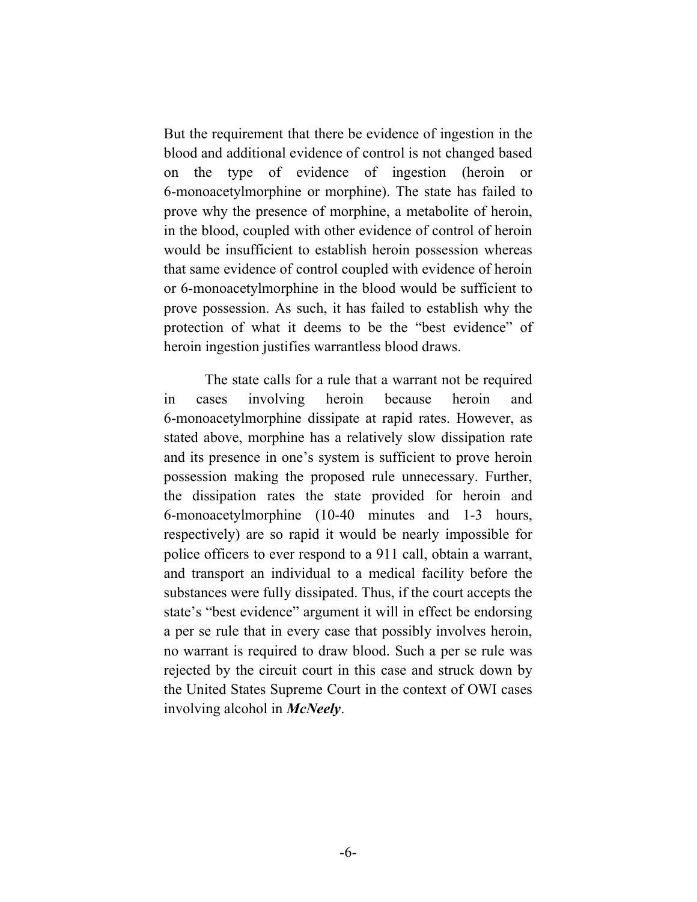But the requirement that there be evidence of ingestion in the blood and additional evidence of control is not changed based on the type of evidence of ingestion (heroin or 6-monoacetylmorphine or morphine). The state has failed to prove why the presence of morphine, a metabolite of heroin, in the blood, coupled with other evidence of control of heroin would be insufficient to establish heroin possession whereas that same evidence of control coupled with evidence of heroin or 6-monoacetylmorphine in the blood would be sufficient to prove possession. As such, it has failed to establish why the protection of what it deems to be the "best evidence" of heroin ingestion justifies warrantless blood draws.

The state calls for a rule that a warrant not be required in cases involving heroin because heroin and 6-monoacetylmorphine dissipate at rapid rates. However, as stated above, morphine has a relatively slow dissipation rate and its presence in one's system is sufficient to prove heroin possession making the proposed rule unnecessary. Further, the dissipation rates the state provided for heroin and 6-monoacetylmorphine (10-40 minutes and 1-3 hours, respectively) are so rapid it would be nearly impossible for police officers to ever respond to a 911 call, obtain a warrant, and transport an individual to a medical facility before the substances were fully dissipated. Thus, if the court accepts the state's "best evidence" argument it will in effect be endorsing a per se rule that in every case that possibly involves heroin, no warrant is required to draw blood. Such a per se rule was rejected by the circuit court in this case and struck down by the United States Supreme Court in the context of OWI cases involving alcohol in ***McNeely***.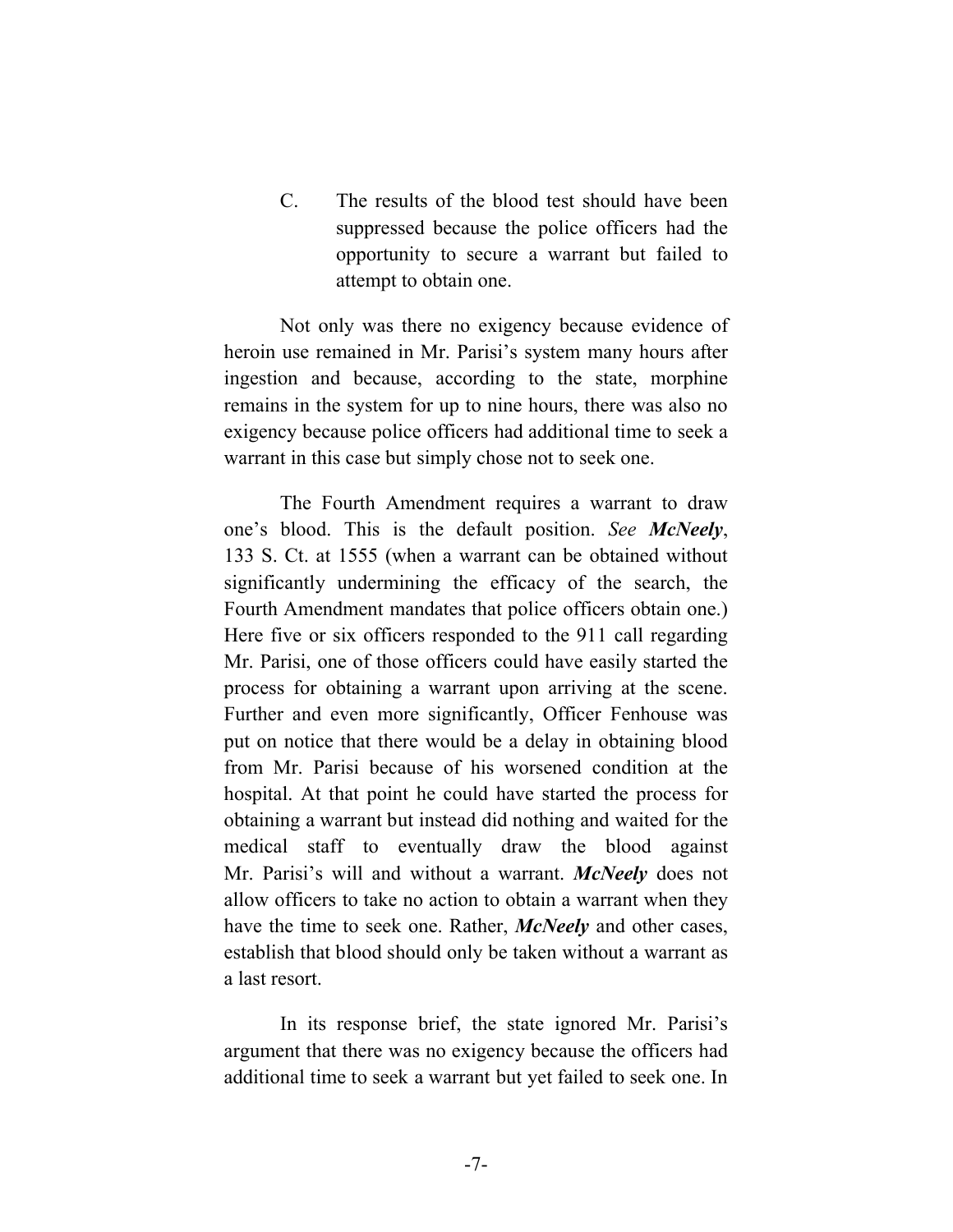C. The results of the blood test should have been suppressed because the police officers had the opportunity to secure a warrant but failed to attempt to obtain one.

Not only was there no exigency because evidence of heroin use remained in Mr. Parisi's system many hours after ingestion and because, according to the state, morphine remains in the system for up to nine hours, there was also no exigency because police officers had additional time to seek a warrant in this case but simply chose not to seek one.

The Fourth Amendment requires a warrant to draw one's blood. This is the default position. *See* ***McNeely***, 133 S. Ct. at 1555 (when a warrant can be obtained without significantly undermining the efficacy of the search, the Fourth Amendment mandates that police officers obtain one.) Here five or six officers responded to the 911 call regarding Mr. Parisi, one of those officers could have easily started the process for obtaining a warrant upon arriving at the scene. Further and even more significantly, Officer Fenhouse was put on notice that there would be a delay in obtaining blood from Mr. Parisi because of his worsened condition at the hospital. At that point he could have started the process for obtaining a warrant but instead did nothing and waited for the medical staff to eventually draw the blood against Mr. Parisi's will and without a warrant. ***McNeely*** does not allow officers to take no action to obtain a warrant when they have the time to seek one. Rather, ***McNeely*** and other cases, establish that blood should only be taken without a warrant as a last resort.

In its response brief, the state ignored Mr. Parisi's argument that there was no exigency because the officers had additional time to seek a warrant but yet failed to seek one. In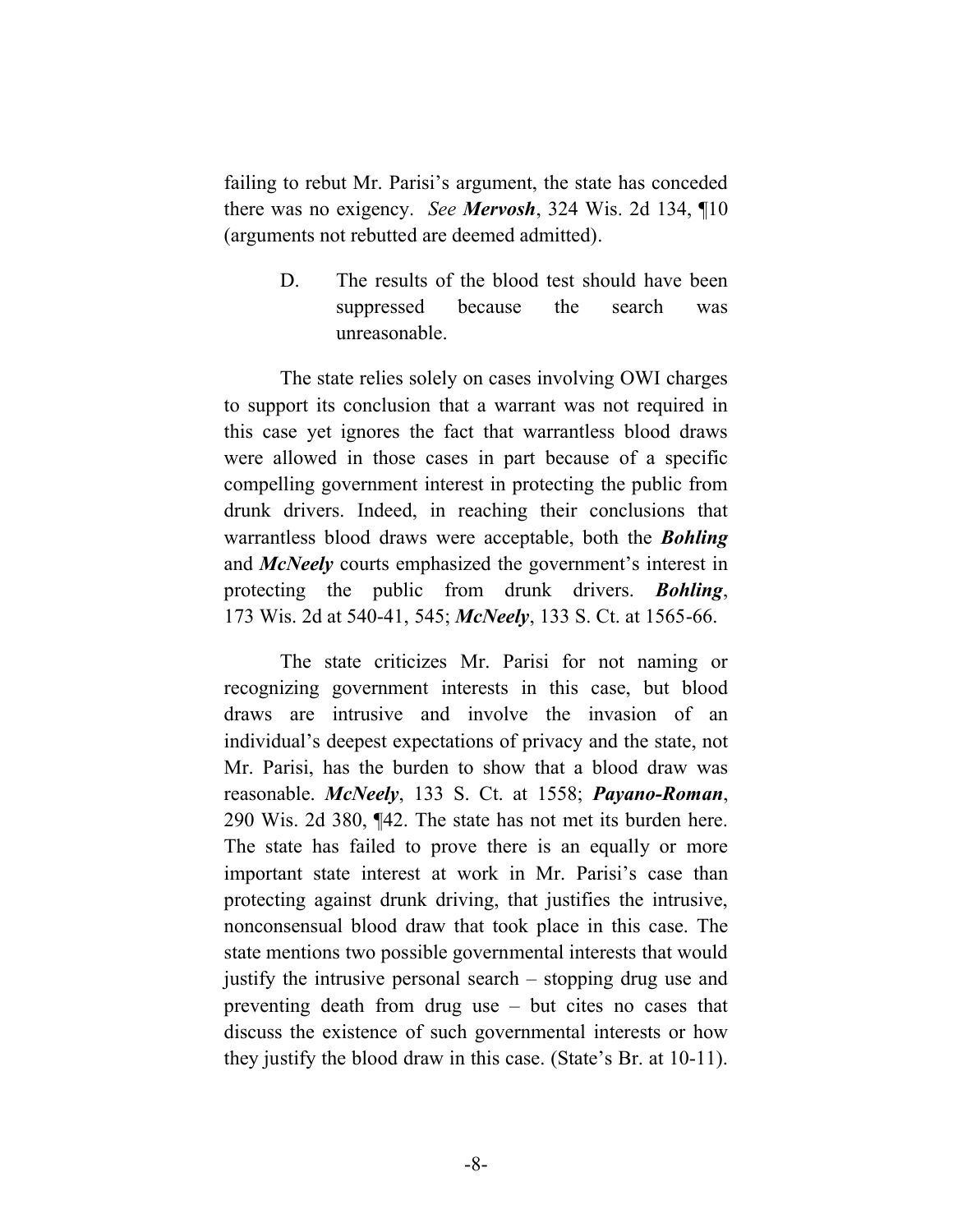failing to rebut Mr. Parisi's argument, the state has conceded there was no exigency. *See **Mervosh***, 324 Wis. 2d 134, ¶10 (arguments not rebutted are deemed admitted).

D. The results of the blood test should have been suppressed because the search was unreasonable.

The state relies solely on cases involving OWI charges to support its conclusion that a warrant was not required in this case yet ignores the fact that warrantless blood draws were allowed in those cases in part because of a specific compelling government interest in protecting the public from drunk drivers. Indeed, in reaching their conclusions that warrantless blood draws were acceptable, both the ***Bohling*** and ***McNeely*** courts emphasized the government's interest in protecting the public from drunk drivers. ***Bohling***, 173 Wis. 2d at 540-41, 545; ***McNeely***, 133 S. Ct. at 1565-66.

The state criticizes Mr. Parisi for not naming or recognizing government interests in this case, but blood draws are intrusive and involve the invasion of an individual's deepest expectations of privacy and the state, not Mr. Parisi, has the burden to show that a blood draw was reasonable. ***McNeely***, 133 S. Ct. at 1558; ***Payano-Roman***, 290 Wis. 2d 380, ¶42. The state has not met its burden here. The state has failed to prove there is an equally or more important state interest at work in Mr. Parisi's case than protecting against drunk driving, that justifies the intrusive, nonconsensual blood draw that took place in this case. The state mentions two possible governmental interests that would justify the intrusive personal search – stopping drug use and preventing death from drug use – but cites no cases that discuss the existence of such governmental interests or how they justify the blood draw in this case. (State's Br. at 10-11).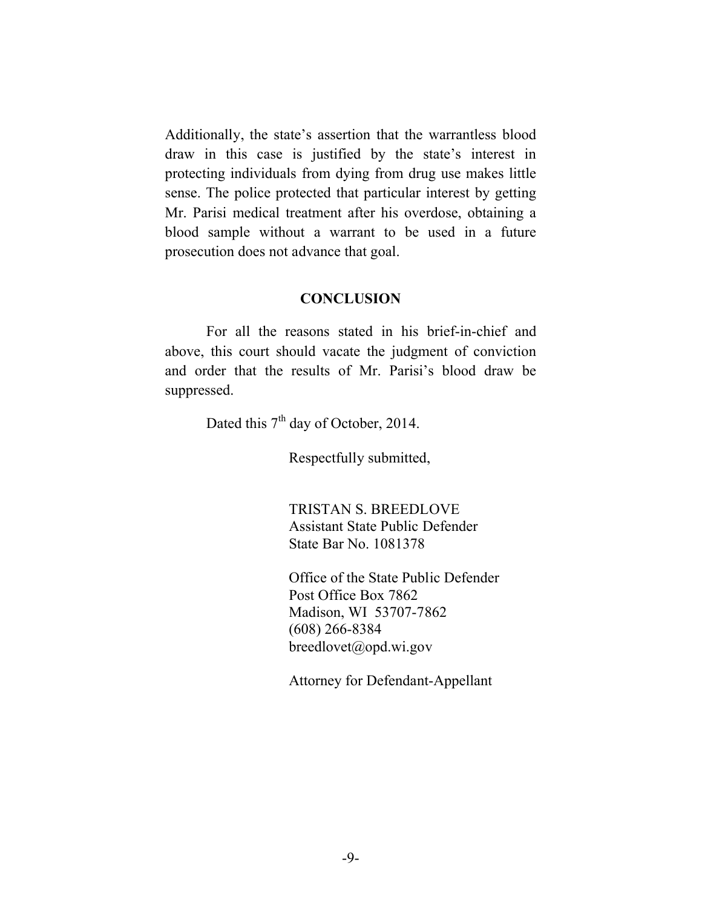Additionally, the state's assertion that the warrantless blood draw in this case is justified by the state's interest in protecting individuals from dying from drug use makes little sense. The police protected that particular interest by getting Mr. Parisi medical treatment after his overdose, obtaining a blood sample without a warrant to be used in a future prosecution does not advance that goal.

## CONCLUSION

For all the reasons stated in his brief-in-chief and above, this court should vacate the judgment of conviction and order that the results of Mr. Parisi's blood draw be suppressed.

Dated this 7th day of October, 2014.

Respectfully submitted,

TRISTAN S. BREEDLOVE  
Assistant State Public Defender  
State Bar No. 1081378

Office of the State Public Defender  
Post Office Box 7862  
Madison, WI 53707-7862  
(608) 266-8384  
breedlovet@opd.wi.gov

Attorney for Defendant-Appellant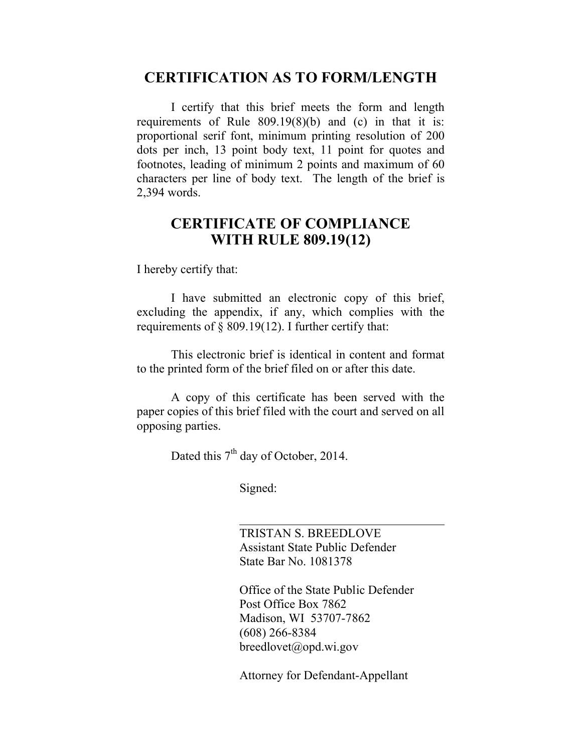## CERTIFICATION AS TO FORM/LENGTH

I certify that this brief meets the form and length requirements of Rule 809.19(8)(b) and (c) in that it is: proportional serif font, minimum printing resolution of 200 dots per inch, 13 point body text, 11 point for quotes and footnotes, leading of minimum 2 points and maximum of 60 characters per line of body text. The length of the brief is 2,394 words.

## CERTIFICATE OF COMPLIANCE WITH RULE 809.19(12)

I hereby certify that:

I have submitted an electronic copy of this brief, excluding the appendix, if any, which complies with the requirements of § 809.19(12). I further certify that:

This electronic brief is identical in content and format to the printed form of the brief filed on or after this date.

A copy of this certificate has been served with the paper copies of this brief filed with the court and served on all opposing parties.

Dated this 7th day of October, 2014.

Signed:

\_\_\_\_\_\_\_\_\_\_\_\_\_\_\_\_\_\_\_\_\_\_\_\_\_\_\_\_\_\_\_\_

TRISTAN S. BREEDLOVE
Assistant State Public Defender
State Bar No. 1081378

Office of the State Public Defender
Post Office Box 7862
Madison, WI 53707-7862
(608) 266-8384
breedlovet@opd.wi.gov

Attorney for Defendant-Appellant